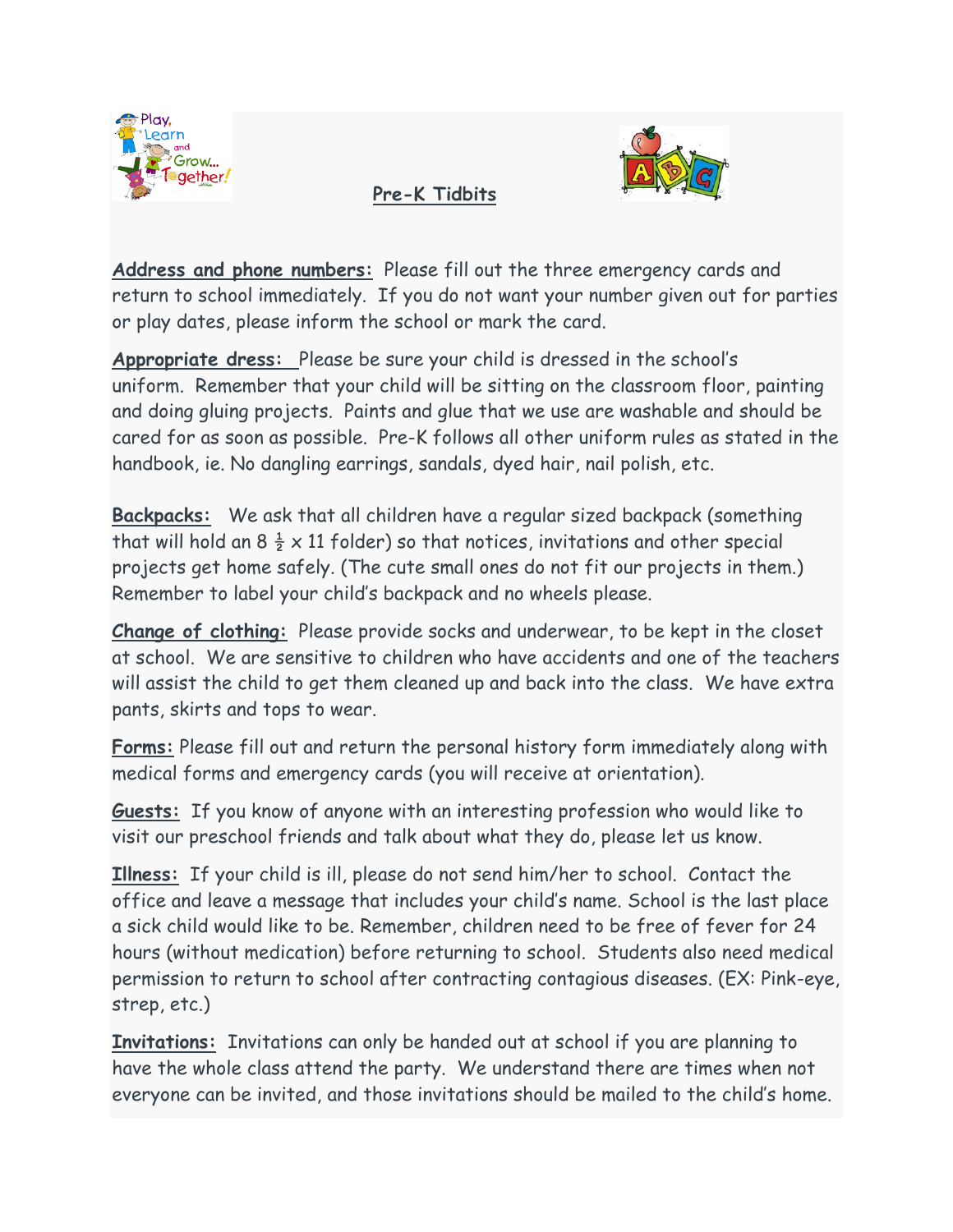# Pre-K Tidbits

**Address and phone numbers:** Please fill out the three emergency cards and return to school immediately. If you do not want your number given out for parties or play dates, please inform the school or mark the card.

**Appropriate dress:** Please be sure your child is dressed in the school's uniform. Remember that your child will be sitting on the classroom floor, painting and doing gluing projects. Paints and glue that we use are washable and should be cared for as soon as possible. Pre-K follows all other uniform rules as stated in the handbook, ie. No dangling earrings, sandals, dyed hair, nail polish, etc.

**Backpacks:** We ask that all children have a regular sized backpack (something that will hold an 8 ½ x 11 folder) so that notices, invitations and other special projects get home safely. (The cute small ones do not fit our projects in them.) Remember to label your child's backpack and no wheels please.

**Change of clothing:** Please provide socks and underwear, to be kept in the closet at school. We are sensitive to children who have accidents and one of the teachers will assist the child to get them cleaned up and back into the class. We have extra pants, skirts and tops to wear.

**Forms:** Please fill out and return the personal history form immediately along with medical forms and emergency cards (you will receive at orientation).

**Guests:** If you know of anyone with an interesting profession who would like to visit our preschool friends and talk about what they do, please let us know.

**Illness:** If your child is ill, please do not send him/her to school. Contact the office and leave a message that includes your child's name. School is the last place a sick child would like to be. Remember, children need to be free of fever for 24 hours (without medication) before returning to school. Students also need medical permission to return to school after contracting contagious diseases. (EX: Pink-eye, strep, etc.)

**Invitations:** Invitations can only be handed out at school if you are planning to have the whole class attend the party. We understand there are times when not everyone can be invited, and those invitations should be mailed to the child's home.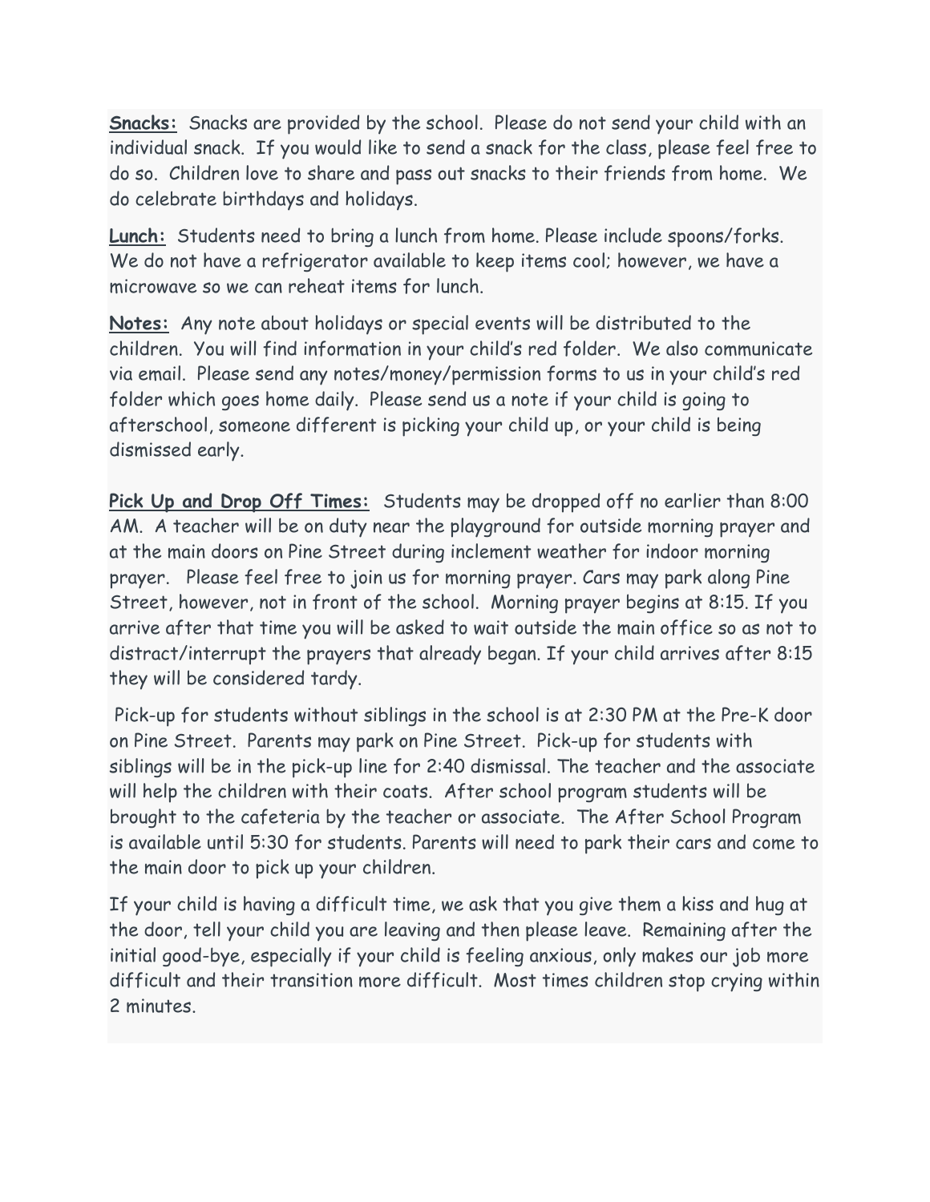**<u>Snacks:</u>** Snacks are provided by the school. Please do not send your child with an individual snack. If you would like to send a snack for the class, please feel free to do so. Children love to share and pass out snacks to their friends from home. We do celebrate birthdays and holidays.

**<u>Lunch:</u>** Students need to bring a lunch from home. Please include spoons/forks. We do not have a refrigerator available to keep items cool; however, we have a microwave so we can reheat items for lunch.

**<u>Notes:</u>** Any note about holidays or special events will be distributed to the children. You will find information in your child's red folder. We also communicate via email. Please send any notes/money/permission forms to us in your child's red folder which goes home daily. Please send us a note if your child is going to afterschool, someone different is picking your child up, or your child is being dismissed early.

**<u>Pick Up and Drop Off Times:</u>** Students may be dropped off no earlier than 8:00 AM. A teacher will be on duty near the playground for outside morning prayer and at the main doors on Pine Street during inclement weather for indoor morning prayer. Please feel free to join us for morning prayer. Cars may park along Pine Street, however, not in front of the school. Morning prayer begins at 8:15. If you arrive after that time you will be asked to wait outside the main office so as not to distract/interrupt the prayers that already began. If your child arrives after 8:15 they will be considered tardy.

Pick-up for students without siblings in the school is at 2:30 PM at the Pre-K door on Pine Street. Parents may park on Pine Street. Pick-up for students with siblings will be in the pick-up line for 2:40 dismissal. The teacher and the associate will help the children with their coats. After school program students will be brought to the cafeteria by the teacher or associate. The After School Program is available until 5:30 for students. Parents will need to park their cars and come to the main door to pick up your children.

If your child is having a difficult time, we ask that you give them a kiss and hug at the door, tell your child you are leaving and then please leave. Remaining after the initial good-bye, especially if your child is feeling anxious, only makes our job more difficult and their transition more difficult. Most times children stop crying within 2 minutes.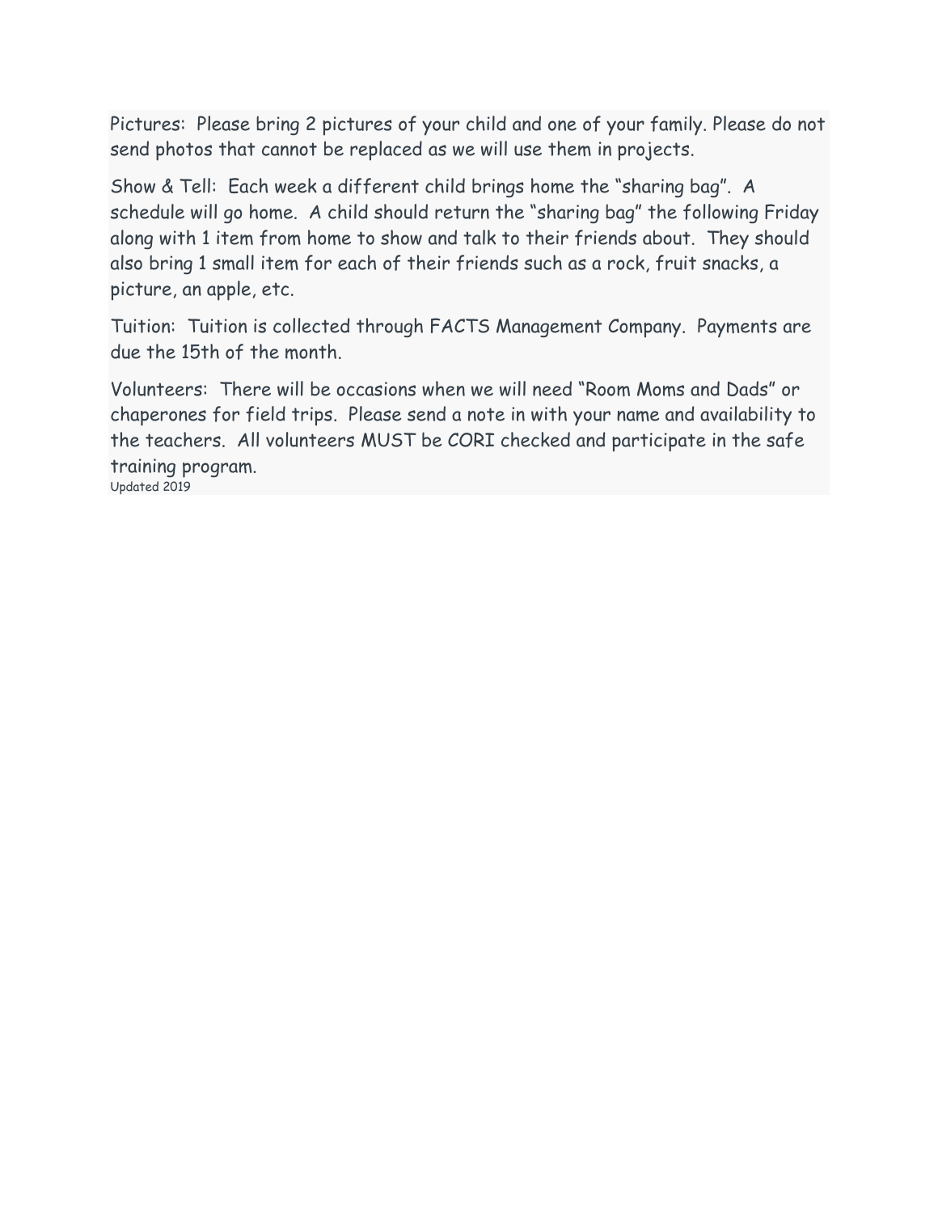Pictures: Please bring 2 pictures of your child and one of your family. Please do not send photos that cannot be replaced as we will use them in projects.

Show & Tell: Each week a different child brings home the "sharing bag". A schedule will go home. A child should return the "sharing bag" the following Friday along with 1 item from home to show and talk to their friends about. They should also bring 1 small item for each of their friends such as a rock, fruit snacks, a picture, an apple, etc.

Tuition: Tuition is collected through FACTS Management Company. Payments are due the 15th of the month.

Volunteers: There will be occasions when we will need "Room Moms and Dads" or chaperones for field trips. Please send a note in with your name and availability to the teachers. All volunteers MUST be CORI checked and participate in the safe training program.

Updated 2019